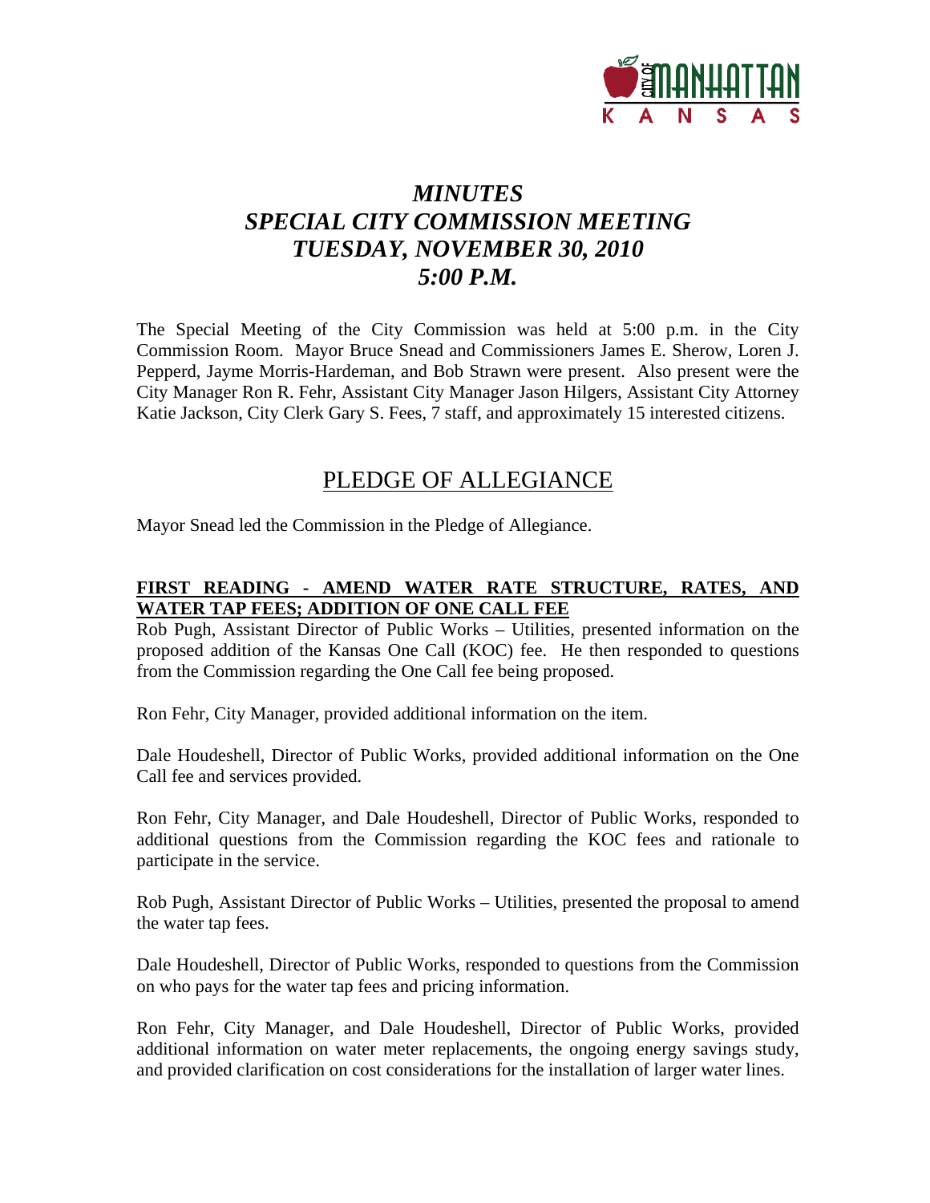# *MINUTES*
# *SPECIAL CITY COMMISSION MEETING*
# *TUESDAY, NOVEMBER 30, 2010*
# *5:00 P.M.*

The Special Meeting of the City Commission was held at 5:00 p.m. in the City Commission Room. Mayor Bruce Snead and Commissioners James E. Sherow, Loren J. Pepperd, Jayme Morris-Hardeman, and Bob Strawn were present. Also present were the City Manager Ron R. Fehr, Assistant City Manager Jason Hilgers, Assistant City Attorney Katie Jackson, City Clerk Gary S. Fees, 7 staff, and approximately 15 interested citizens.

## PLEDGE OF ALLEGIANCE

Mayor Snead led the Commission in the Pledge of Allegiance.

**FIRST READING - AMEND WATER RATE STRUCTURE, RATES, AND WATER TAP FEES; ADDITION OF ONE CALL FEE**

Rob Pugh, Assistant Director of Public Works – Utilities, presented information on the proposed addition of the Kansas One Call (KOC) fee. He then responded to questions from the Commission regarding the One Call fee being proposed.

Ron Fehr, City Manager, provided additional information on the item.

Dale Houdeshell, Director of Public Works, provided additional information on the One Call fee and services provided.

Ron Fehr, City Manager, and Dale Houdeshell, Director of Public Works, responded to additional questions from the Commission regarding the KOC fees and rationale to participate in the service.

Rob Pugh, Assistant Director of Public Works – Utilities, presented the proposal to amend the water tap fees.

Dale Houdeshell, Director of Public Works, responded to questions from the Commission on who pays for the water tap fees and pricing information.

Ron Fehr, City Manager, and Dale Houdeshell, Director of Public Works, provided additional information on water meter replacements, the ongoing energy savings study, and provided clarification on cost considerations for the installation of larger water lines.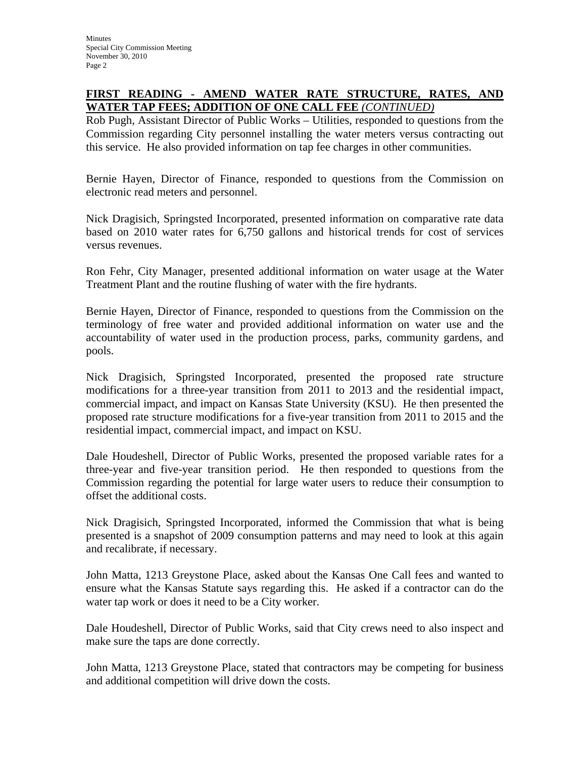**FIRST READING - AMEND WATER RATE STRUCTURE, RATES, AND WATER TAP FEES; ADDITION OF ONE CALL FEE** *(CONTINUED)*

Rob Pugh, Assistant Director of Public Works – Utilities, responded to questions from the Commission regarding City personnel installing the water meters versus contracting out this service. He also provided information on tap fee charges in other communities.

Bernie Hayen, Director of Finance, responded to questions from the Commission on electronic read meters and personnel.

Nick Dragisich, Springsted Incorporated, presented information on comparative rate data based on 2010 water rates for 6,750 gallons and historical trends for cost of services versus revenues.

Ron Fehr, City Manager, presented additional information on water usage at the Water Treatment Plant and the routine flushing of water with the fire hydrants.

Bernie Hayen, Director of Finance, responded to questions from the Commission on the terminology of free water and provided additional information on water use and the accountability of water used in the production process, parks, community gardens, and pools.

Nick Dragisich, Springsted Incorporated, presented the proposed rate structure modifications for a three-year transition from 2011 to 2013 and the residential impact, commercial impact, and impact on Kansas State University (KSU). He then presented the proposed rate structure modifications for a five-year transition from 2011 to 2015 and the residential impact, commercial impact, and impact on KSU.

Dale Houdeshell, Director of Public Works, presented the proposed variable rates for a three-year and five-year transition period. He then responded to questions from the Commission regarding the potential for large water users to reduce their consumption to offset the additional costs.

Nick Dragisich, Springsted Incorporated, informed the Commission that what is being presented is a snapshot of 2009 consumption patterns and may need to look at this again and recalibrate, if necessary.

John Matta, 1213 Greystone Place, asked about the Kansas One Call fees and wanted to ensure what the Kansas Statute says regarding this. He asked if a contractor can do the water tap work or does it need to be a City worker.

Dale Houdeshell, Director of Public Works, said that City crews need to also inspect and make sure the taps are done correctly.

John Matta, 1213 Greystone Place, stated that contractors may be competing for business and additional competition will drive down the costs.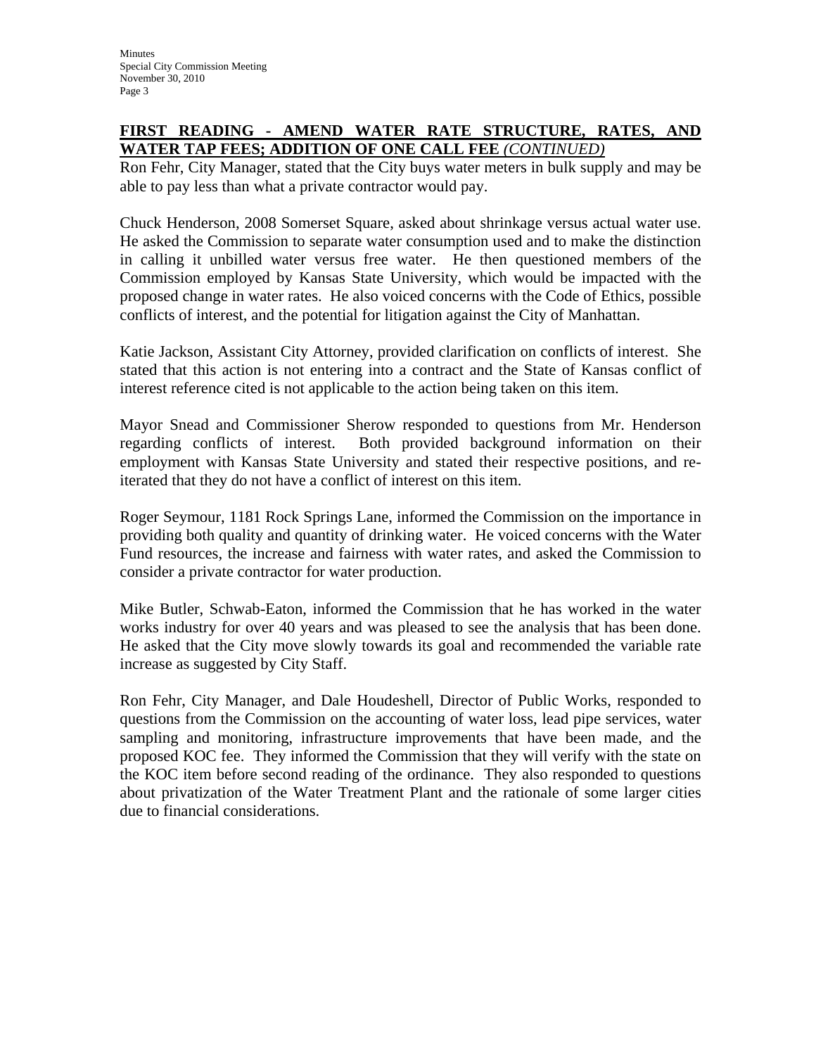**FIRST READING - AMEND WATER RATE STRUCTURE, RATES, AND WATER TAP FEES; ADDITION OF ONE CALL FEE** ***(CONTINUED)***

Ron Fehr, City Manager, stated that the City buys water meters in bulk supply and may be able to pay less than what a private contractor would pay.

Chuck Henderson, 2008 Somerset Square, asked about shrinkage versus actual water use. He asked the Commission to separate water consumption used and to make the distinction in calling it unbilled water versus free water. He then questioned members of the Commission employed by Kansas State University, which would be impacted with the proposed change in water rates. He also voiced concerns with the Code of Ethics, possible conflicts of interest, and the potential for litigation against the City of Manhattan.

Katie Jackson, Assistant City Attorney, provided clarification on conflicts of interest. She stated that this action is not entering into a contract and the State of Kansas conflict of interest reference cited is not applicable to the action being taken on this item.

Mayor Snead and Commissioner Sherow responded to questions from Mr. Henderson regarding conflicts of interest. Both provided background information on their employment with Kansas State University and stated their respective positions, and re-iterated that they do not have a conflict of interest on this item.

Roger Seymour, 1181 Rock Springs Lane, informed the Commission on the importance in providing both quality and quantity of drinking water. He voiced concerns with the Water Fund resources, the increase and fairness with water rates, and asked the Commission to consider a private contractor for water production.

Mike Butler, Schwab-Eaton, informed the Commission that he has worked in the water works industry for over 40 years and was pleased to see the analysis that has been done. He asked that the City move slowly towards its goal and recommended the variable rate increase as suggested by City Staff.

Ron Fehr, City Manager, and Dale Houdeshell, Director of Public Works, responded to questions from the Commission on the accounting of water loss, lead pipe services, water sampling and monitoring, infrastructure improvements that have been made, and the proposed KOC fee. They informed the Commission that they will verify with the state on the KOC item before second reading of the ordinance. They also responded to questions about privatization of the Water Treatment Plant and the rationale of some larger cities due to financial considerations.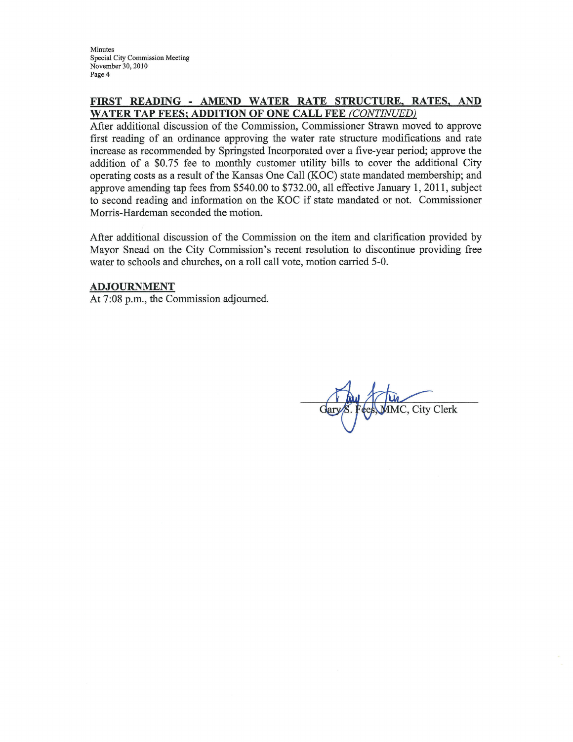**FIRST READING - AMEND WATER RATE STRUCTURE, RATES, AND WATER TAP FEES; ADDITION OF ONE CALL FEE** *(CONTINUED)*

After additional discussion of the Commission, Commissioner Strawn moved to approve first reading of an ordinance approving the water rate structure modifications and rate increase as recommended by Springsted Incorporated over a five-year period; approve the addition of a $0.75 fee to monthly customer utility bills to cover the additional City operating costs as a result of the Kansas One Call (KOC) state mandated membership; and approve amending tap fees from $540.00 to $732.00, all effective January 1, 2011, subject to second reading and information on the KOC if state mandated or not. Commissioner Morris-Hardeman seconded the motion.

After additional discussion of the Commission on the item and clarification provided by Mayor Snead on the City Commission's recent resolution to discontinue providing free water to schools and churches, on a roll call vote, motion carried 5-0.

**ADJOURNMENT**

At 7:08 p.m., the Commission adjourned.

Gary S. Fees, MMC, City Clerk